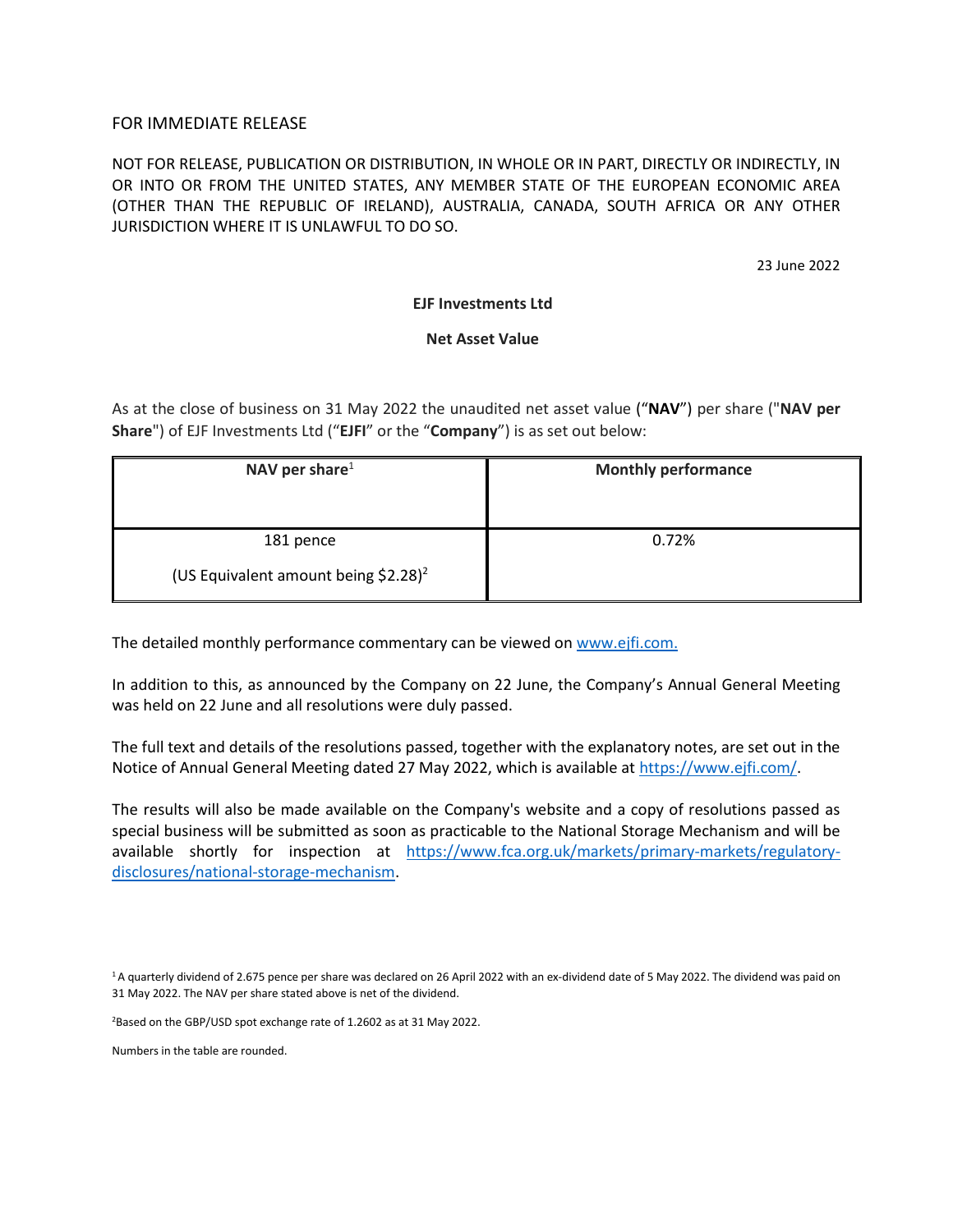FOR IMMEDIATE RELEASE

NOT FOR RELEASE, PUBLICATION OR DISTRIBUTION, IN WHOLE OR IN PART, DIRECTLY OR INDIRECTLY, IN OR INTO OR FROM THE UNITED STATES, ANY MEMBER STATE OF THE EUROPEAN ECONOMIC AREA (OTHER THAN THE REPUBLIC OF IRELAND), AUSTRALIA, CANADA, SOUTH AFRICA OR ANY OTHER JURISDICTION WHERE IT IS UNLAWFUL TO DO SO.

23 June 2022

**EJF Investments Ltd**

**Net Asset Value**

As at the close of business on 31 May 2022 the unaudited net asset value ("**NAV**") per share ("**NAV per Share**") of EJF Investments Ltd ("**EJFI**" or the "**Company**") is as set out below:

| **NAV per share**[1] | **Monthly performance** |
|---|---|
| 181 pence<br><br>(US Equivalent amount being $2.28)[2] | 0.72% |

The detailed monthly performance commentary can be viewed on www.ejfi.com.

In addition to this, as announced by the Company on 22 June, the Company's Annual General Meeting was held on 22 June and all resolutions were duly passed.

The full text and details of the resolutions passed, together with the explanatory notes, are set out in the Notice of Annual General Meeting dated 27 May 2022, which is available at https://www.ejfi.com/.

The results will also be made available on the Company's website and a copy of resolutions passed as special business will be submitted as soon as practicable to the National Storage Mechanism and will be available shortly for inspection at https://www.fca.org.uk/markets/primary-markets/regulatory-disclosures/national-storage-mechanism.

[1] A quarterly dividend of 2.675 pence per share was declared on 26 April 2022 with an ex-dividend date of 5 May 2022. The dividend was paid on 31 May 2022. The NAV per share stated above is net of the dividend.

[2] Based on the GBP/USD spot exchange rate of 1.2602 as at 31 May 2022.

Numbers in the table are rounded.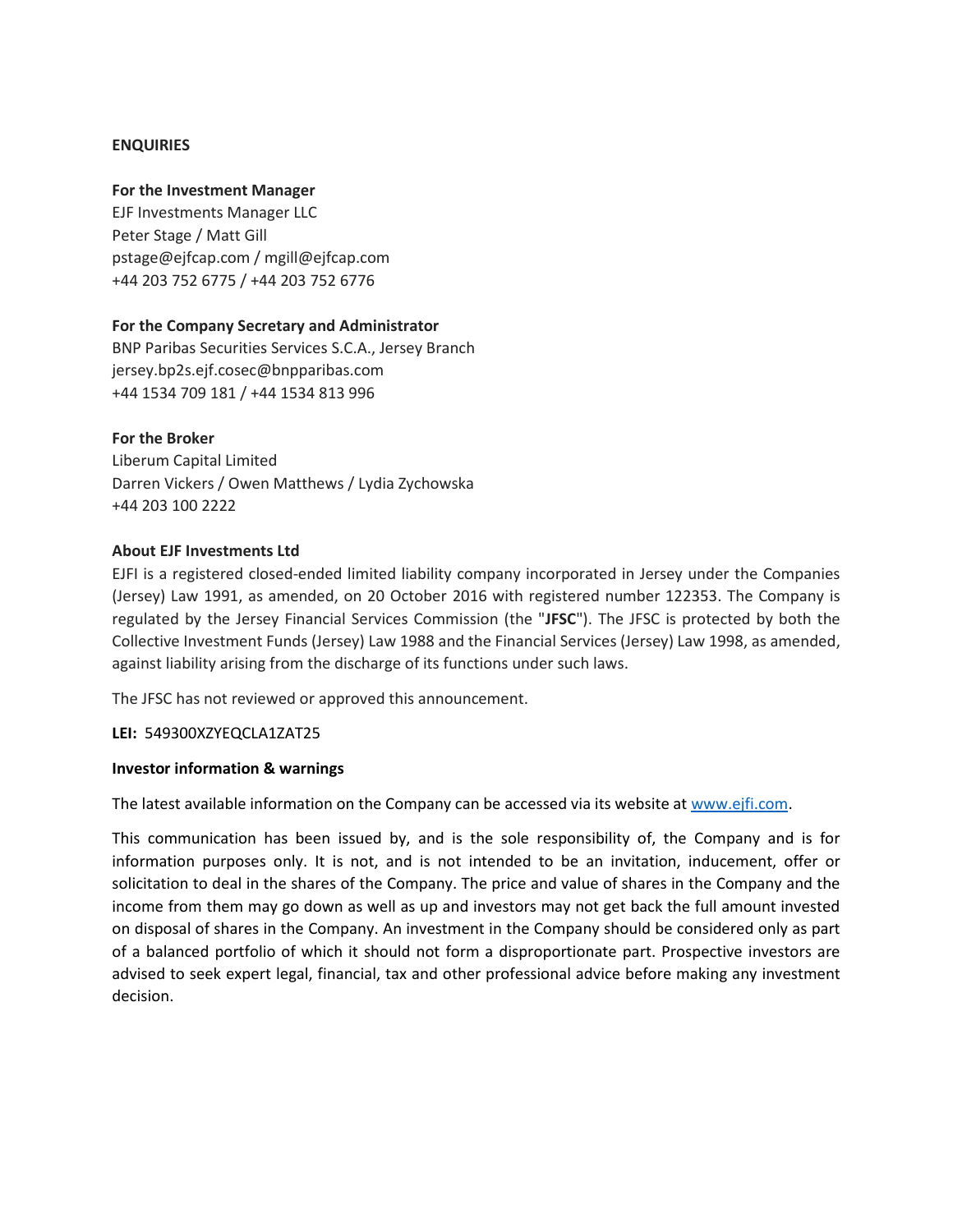**ENQUIRIES**

**For the Investment Manager**
EJF Investments Manager LLC
Peter Stage / Matt Gill
pstage@ejfcap.com / mgill@ejfcap.com
+44 203 752 6775 / +44 203 752 6776

**For the Company Secretary and Administrator**
BNP Paribas Securities Services S.C.A., Jersey Branch
jersey.bp2s.ejf.cosec@bnpparibas.com
+44 1534 709 181 / +44 1534 813 996

**For the Broker**
Liberum Capital Limited
Darren Vickers / Owen Matthews / Lydia Zychowska
+44 203 100 2222

**About EJF Investments Ltd**

EJFI is a registered closed-ended limited liability company incorporated in Jersey under the Companies (Jersey) Law 1991, as amended, on 20 October 2016 with registered number 122353. The Company is regulated by the Jersey Financial Services Commission (the "**JFSC**"). The JFSC is protected by both the Collective Investment Funds (Jersey) Law 1988 and the Financial Services (Jersey) Law 1998, as amended, against liability arising from the discharge of its functions under such laws.

The JFSC has not reviewed or approved this announcement.

**LEI:** 549300XZYEQCLA1ZAT25

**Investor information & warnings**

The latest available information on the Company can be accessed via its website at [www.ejfi.com](www.ejfi.com).

This communication has been issued by, and is the sole responsibility of, the Company and is for information purposes only. It is not, and is not intended to be an invitation, inducement, offer or solicitation to deal in the shares of the Company. The price and value of shares in the Company and the income from them may go down as well as up and investors may not get back the full amount invested on disposal of shares in the Company. An investment in the Company should be considered only as part of a balanced portfolio of which it should not form a disproportionate part. Prospective investors are advised to seek expert legal, financial, tax and other professional advice before making any investment decision.